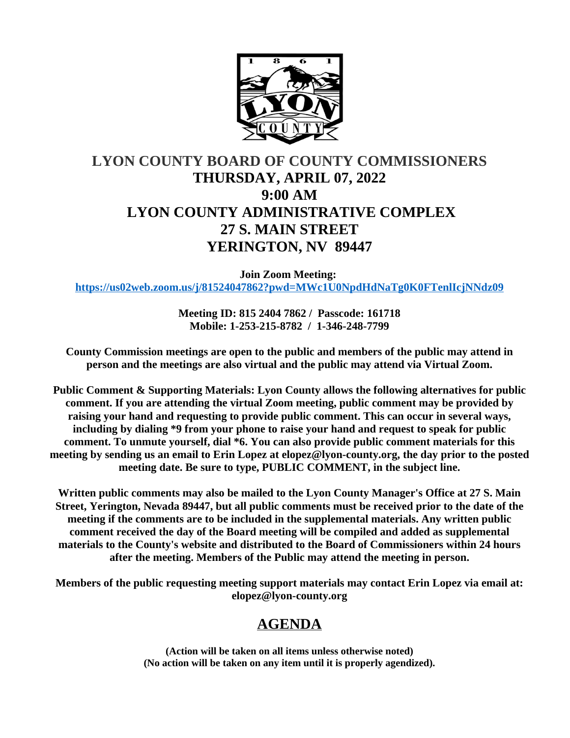# LYON COUNTY BOARD OF COUNTY COMMISSIONERS

## THURSDAY, APRIL 07, 2022

## 9:00 AM

## LYON COUNTY ADMINISTRATIVE COMPLEX

## 27 S. MAIN STREET

## YERINGTON, NV 89447

**Join Zoom Meeting:**
**https://us02web.zoom.us/j/81524047862?pwd=MWc1U0NpdHdNaTg0K0FTenlIcjNNdz09**

**Meeting ID: 815 2404 7862 / Passcode: 161718**
**Mobile: 1-253-215-8782 / 1-346-248-7799**

**County Commission meetings are open to the public and members of the public may attend in person and the meetings are also virtual and the public may attend via Virtual Zoom.**

**Public Comment & Supporting Materials: Lyon County allows the following alternatives for public comment. If you are attending the virtual Zoom meeting, public comment may be provided by raising your hand and requesting to provide public comment. This can occur in several ways, including by dialing *9 from your phone to raise your hand and request to speak for public comment. To unmute yourself, dial *6. You can also provide public comment materials for this meeting by sending us an email to Erin Lopez at elopez@lyon-county.org, the day prior to the posted meeting date. Be sure to type, PUBLIC COMMENT, in the subject line.**

**Written public comments may also be mailed to the Lyon County Manager's Office at 27 S. Main Street, Yerington, Nevada 89447, but all public comments must be received prior to the date of the meeting if the comments are to be included in the supplemental materials. Any written public comment received the day of the Board meeting will be compiled and added as supplemental materials to the County's website and distributed to the Board of Commissioners within 24 hours after the meeting. Members of the Public may attend the meeting in person.**

**Members of the public requesting meeting support materials may contact Erin Lopez via email at: elopez@lyon-county.org**

## AGENDA

**(Action will be taken on all items unless otherwise noted)**
**(No action will be taken on any item until it is properly agendized).**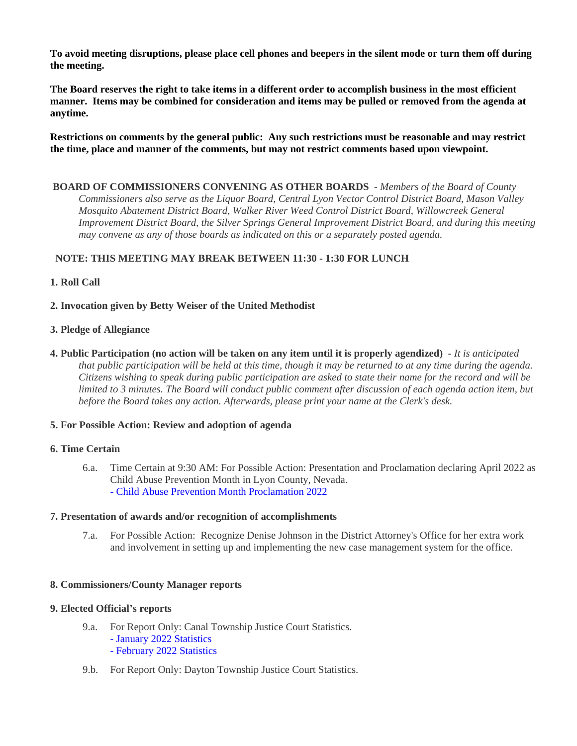**To avoid meeting disruptions, please place cell phones and beepers in the silent mode or turn them off during the meeting.**

**The Board reserves the right to take items in a different order to accomplish business in the most efficient manner. Items may be combined for consideration and items may be pulled or removed from the agenda at anytime.**

**Restrictions on comments by the general public: Any such restrictions must be reasonable and may restrict the time, place and manner of the comments, but may not restrict comments based upon viewpoint.**

**BOARD OF COMMISSIONERS CONVENING AS OTHER BOARDS** - *Members of the Board of County Commissioners also serve as the Liquor Board, Central Lyon Vector Control District Board, Mason Valley Mosquito Abatement District Board, Walker River Weed Control District Board, Willowcreek General Improvement District Board, the Silver Springs General Improvement District Board, and during this meeting may convene as any of those boards as indicated on this or a separately posted agenda.*

**NOTE: THIS MEETING MAY BREAK BETWEEN 11:30 - 1:30 FOR LUNCH**

**1. Roll Call**

**2. Invocation given by Betty Weiser of the United Methodist**

**3. Pledge of Allegiance**

**4. Public Participation (no action will be taken on any item until it is properly agendized)** - *It is anticipated that public participation will be held at this time, though it may be returned to at any time during the agenda. Citizens wishing to speak during public participation are asked to state their name for the record and will be limited to 3 minutes. The Board will conduct public comment after discussion of each agenda action item, but before the Board takes any action. Afterwards, please print your name at the Clerk's desk.*

**5. For Possible Action: Review and adoption of agenda**

**6. Time Certain**

6.a. Time Certain at 9:30 AM: For Possible Action: Presentation and Proclamation declaring April 2022 as Child Abuse Prevention Month in Lyon County, Nevada.
- Child Abuse Prevention Month Proclamation 2022

**7. Presentation of awards and/or recognition of accomplishments**

7.a. For Possible Action: Recognize Denise Johnson in the District Attorney's Office for her extra work and involvement in setting up and implementing the new case management system for the office.

**8. Commissioners/County Manager reports**

**9. Elected Official's reports**

9.a. For Report Only: Canal Township Justice Court Statistics.
- January 2022 Statistics
- February 2022 Statistics

9.b. For Report Only: Dayton Township Justice Court Statistics.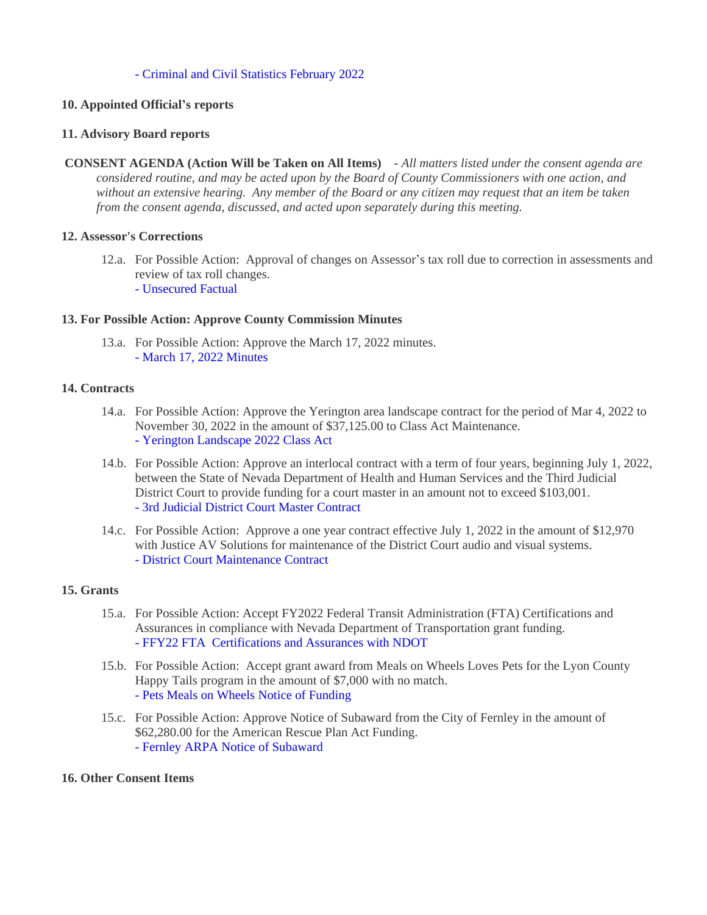- Criminal and Civil Statistics February 2022

**10. Appointed Official's reports**

**11. Advisory Board reports**

**CONSENT AGENDA (Action Will be Taken on All Items)** - *All matters listed under the consent agenda are considered routine, and may be acted upon by the Board of County Commissioners with one action, and without an extensive hearing. Any member of the Board or any citizen may request that an item be taken from the consent agenda, discussed, and acted upon separately during this meeting.*

**12. Assessor's Corrections**

12.a. For Possible Action: Approval of changes on Assessor's tax roll due to correction in assessments and review of tax roll changes.
- Unsecured Factual

**13. For Possible Action: Approve County Commission Minutes**

13.a. For Possible Action: Approve the March 17, 2022 minutes.
- March 17, 2022 Minutes

**14. Contracts**

14.a. For Possible Action: Approve the Yerington area landscape contract for the period of Mar 4, 2022 to November 30, 2022 in the amount of $37,125.00 to Class Act Maintenance.
- Yerington Landscape 2022 Class Act

14.b. For Possible Action: Approve an interlocal contract with a term of four years, beginning July 1, 2022, between the State of Nevada Department of Health and Human Services and the Third Judicial District Court to provide funding for a court master in an amount not to exceed $103,001.
- 3rd Judicial District Court Master Contract

14.c. For Possible Action: Approve a one year contract effective July 1, 2022 in the amount of $12,970 with Justice AV Solutions for maintenance of the District Court audio and visual systems.
- District Court Maintenance Contract

**15. Grants**

15.a. For Possible Action: Accept FY2022 Federal Transit Administration (FTA) Certifications and Assurances in compliance with Nevada Department of Transportation grant funding.
- FFY22 FTA Certifications and Assurances with NDOT

15.b. For Possible Action: Accept grant award from Meals on Wheels Loves Pets for the Lyon County Happy Tails program in the amount of $7,000 with no match.
- Pets Meals on Wheels Notice of Funding

15.c. For Possible Action: Approve Notice of Subaward from the City of Fernley in the amount of $62,280.00 for the American Rescue Plan Act Funding.
- Fernley ARPA Notice of Subaward

**16. Other Consent Items**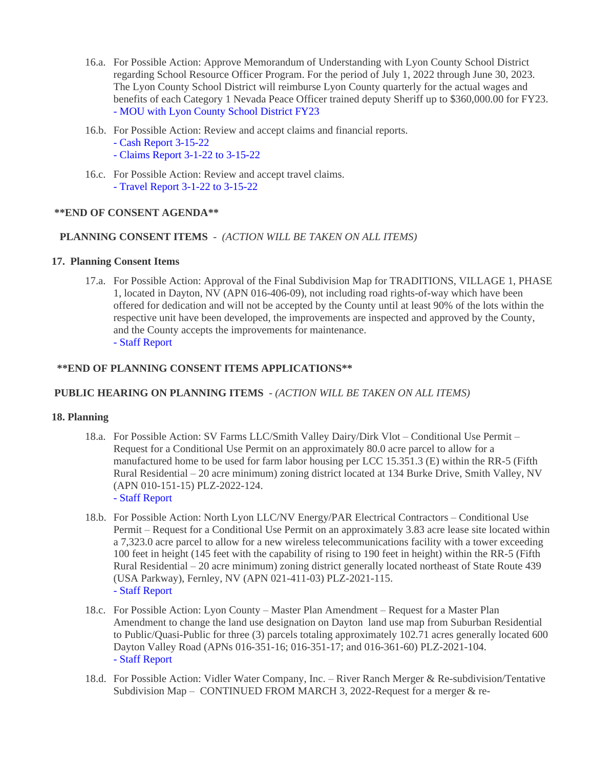16.a. For Possible Action: Approve Memorandum of Understanding with Lyon County School District regarding School Resource Officer Program. For the period of July 1, 2022 through June 30, 2023. The Lyon County School District will reimburse Lyon County quarterly for the actual wages and benefits of each Category 1 Nevada Peace Officer trained deputy Sheriff up to $360,000.00 for FY23.
- MOU with Lyon County School District FY23

16.b. For Possible Action: Review and accept claims and financial reports.
- Cash Report 3-15-22
- Claims Report 3-1-22 to 3-15-22

16.c. For Possible Action: Review and accept travel claims.
- Travel Report 3-1-22 to 3-15-22

**\*\*END OF CONSENT AGENDA\*\***

**PLANNING CONSENT ITEMS** - *(ACTION WILL BE TAKEN ON ALL ITEMS)*

**17. Planning Consent Items**

17.a. For Possible Action: Approval of the Final Subdivision Map for TRADITIONS, VILLAGE 1, PHASE 1, located in Dayton, NV (APN 016-406-09), not including road rights-of-way which have been offered for dedication and will not be accepted by the County until at least 90% of the lots within the respective unit have been developed, the improvements are inspected and approved by the County, and the County accepts the improvements for maintenance.
- Staff Report

**\*\*END OF PLANNING CONSENT ITEMS APPLICATIONS\*\***

**PUBLIC HEARING ON PLANNING ITEMS** - *(ACTION WILL BE TAKEN ON ALL ITEMS)*

**18. Planning**

18.a. For Possible Action: SV Farms LLC/Smith Valley Dairy/Dirk Vlot – Conditional Use Permit – Request for a Conditional Use Permit on an approximately 80.0 acre parcel to allow for a manufactured home to be used for farm labor housing per LCC 15.351.3 (E) within the RR-5 (Fifth Rural Residential – 20 acre minimum) zoning district located at 134 Burke Drive, Smith Valley, NV (APN 010-151-15) PLZ-2022-124.
- Staff Report

18.b. For Possible Action: North Lyon LLC/NV Energy/PAR Electrical Contractors – Conditional Use Permit – Request for a Conditional Use Permit on an approximately 3.83 acre lease site located within a 7,323.0 acre parcel to allow for a new wireless telecommunications facility with a tower exceeding 100 feet in height (145 feet with the capability of rising to 190 feet in height) within the RR-5 (Fifth Rural Residential – 20 acre minimum) zoning district generally located northeast of State Route 439 (USA Parkway), Fernley, NV (APN 021-411-03) PLZ-2021-115.
- Staff Report

18.c. For Possible Action: Lyon County – Master Plan Amendment – Request for a Master Plan Amendment to change the land use designation on Dayton land use map from Suburban Residential to Public/Quasi-Public for three (3) parcels totaling approximately 102.71 acres generally located 600 Dayton Valley Road (APNs 016-351-16; 016-351-17; and 016-361-60) PLZ-2021-104.
- Staff Report

18.d. For Possible Action: Vidler Water Company, Inc. – River Ranch Merger & Re-subdivision/Tentative Subdivision Map – CONTINUED FROM MARCH 3, 2022-Request for a merger & re-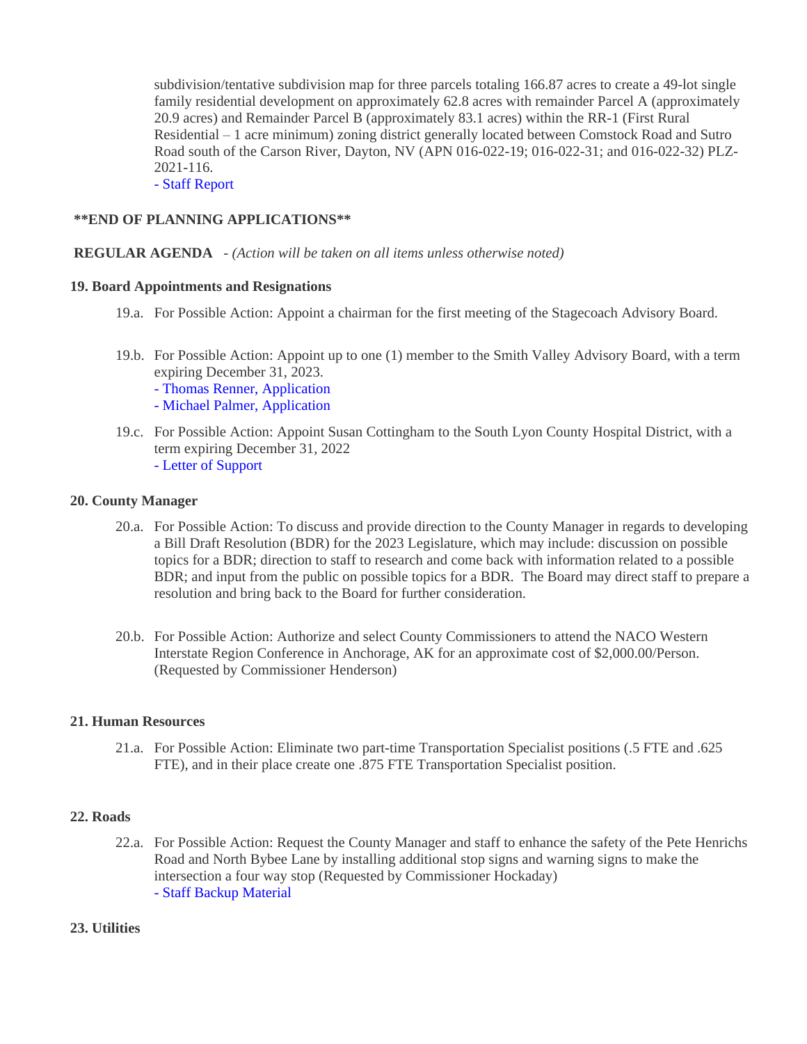subdivision/tentative subdivision map for three parcels totaling 166.87 acres to create a 49-lot single family residential development on approximately 62.8 acres with remainder Parcel A (approximately 20.9 acres) and Remainder Parcel B (approximately 83.1 acres) within the RR-1 (First Rural Residential – 1 acre minimum) zoning district generally located between Comstock Road and Sutro Road south of the Carson River, Dayton, NV (APN 016-022-19; 016-022-31; and 016-022-32) PLZ-2021-116.

- Staff Report

**\*\*END OF PLANNING APPLICATIONS\*\***

**REGULAR AGENDA** - *(Action will be taken on all items unless otherwise noted)*

**19. Board Appointments and Resignations**

19.a. For Possible Action: Appoint a chairman for the first meeting of the Stagecoach Advisory Board.

19.b. For Possible Action: Appoint up to one (1) member to the Smith Valley Advisory Board, with a term expiring December 31, 2023.

- Thomas Renner, Application
- Michael Palmer, Application

19.c. For Possible Action: Appoint Susan Cottingham to the South Lyon County Hospital District, with a term expiring December 31, 2022

- Letter of Support

**20. County Manager**

20.a. For Possible Action: To discuss and provide direction to the County Manager in regards to developing a Bill Draft Resolution (BDR) for the 2023 Legislature, which may include: discussion on possible topics for a BDR; direction to staff to research and come back with information related to a possible BDR; and input from the public on possible topics for a BDR. The Board may direct staff to prepare a resolution and bring back to the Board for further consideration.

20.b. For Possible Action: Authorize and select County Commissioners to attend the NACO Western Interstate Region Conference in Anchorage, AK for an approximate cost of $2,000.00/Person. (Requested by Commissioner Henderson)

**21. Human Resources**

21.a. For Possible Action: Eliminate two part-time Transportation Specialist positions (.5 FTE and .625 FTE), and in their place create one .875 FTE Transportation Specialist position.

**22. Roads**

22.a. For Possible Action: Request the County Manager and staff to enhance the safety of the Pete Henrichs Road and North Bybee Lane by installing additional stop signs and warning signs to make the intersection a four way stop (Requested by Commissioner Hockaday)

- Staff Backup Material

**23. Utilities**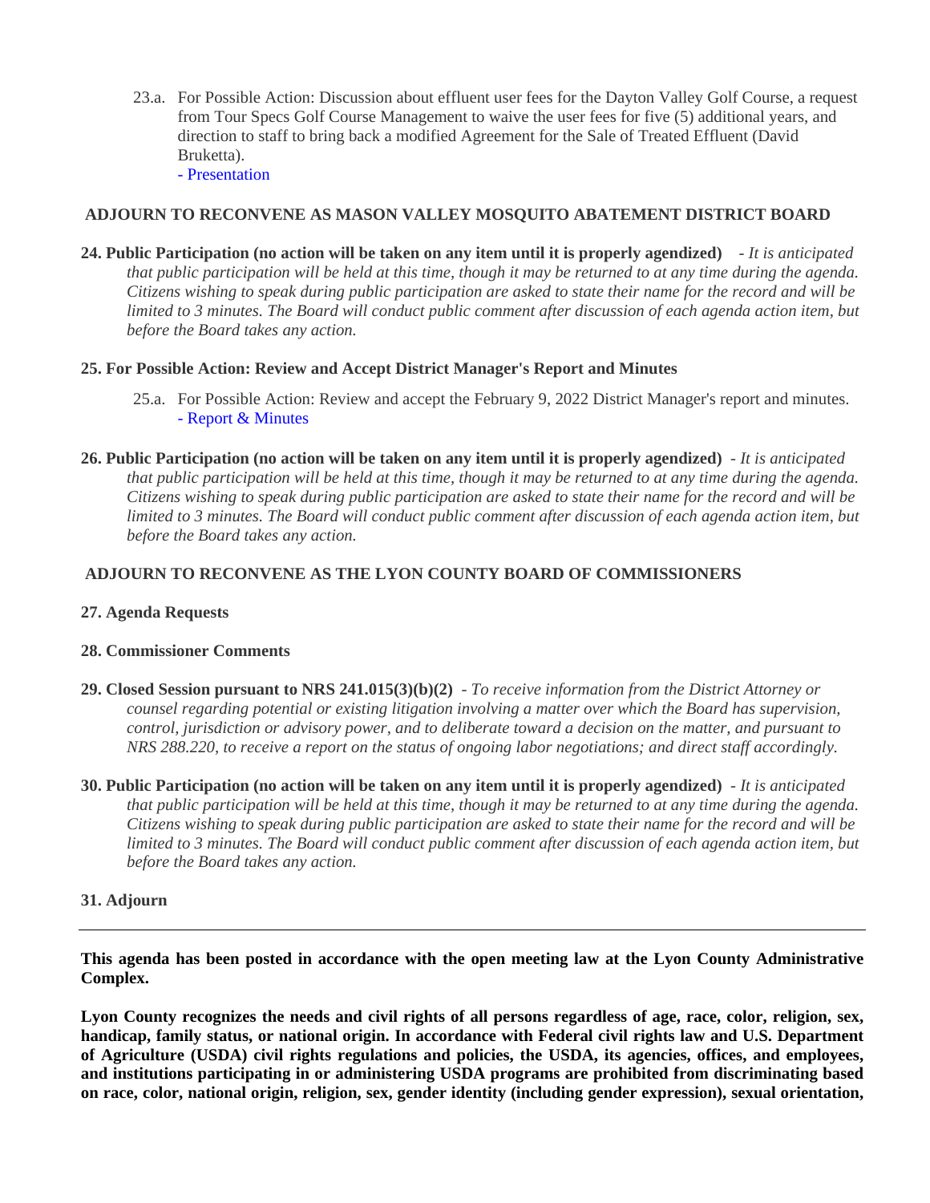23.a. For Possible Action: Discussion about effluent user fees for the Dayton Valley Golf Course, a request from Tour Specs Golf Course Management to waive the user fees for five (5) additional years, and direction to staff to bring back a modified Agreement for the Sale of Treated Effluent (David Bruketta).
- Presentation

**ADJOURN TO RECONVENE AS MASON VALLEY MOSQUITO ABATEMENT DISTRICT BOARD**

**24. Public Participation (no action will be taken on any item until it is properly agendized)** - *It is anticipated that public participation will be held at this time, though it may be returned to at any time during the agenda. Citizens wishing to speak during public participation are asked to state their name for the record and will be limited to 3 minutes. The Board will conduct public comment after discussion of each agenda action item, but before the Board takes any action.*

**25. For Possible Action: Review and Accept District Manager's Report and Minutes**

25.a. For Possible Action: Review and accept the February 9, 2022 District Manager's report and minutes.
- Report & Minutes

**26. Public Participation (no action will be taken on any item until it is properly agendized)** - *It is anticipated that public participation will be held at this time, though it may be returned to at any time during the agenda. Citizens wishing to speak during public participation are asked to state their name for the record and will be limited to 3 minutes. The Board will conduct public comment after discussion of each agenda action item, but before the Board takes any action.*

**ADJOURN TO RECONVENE AS THE LYON COUNTY BOARD OF COMMISSIONERS**

**27. Agenda Requests**

**28. Commissioner Comments**

**29. Closed Session pursuant to NRS 241.015(3)(b)(2)** - *To receive information from the District Attorney or counsel regarding potential or existing litigation involving a matter over which the Board has supervision, control, jurisdiction or advisory power, and to deliberate toward a decision on the matter, and pursuant to NRS 288.220, to receive a report on the status of ongoing labor negotiations; and direct staff accordingly.*

**30. Public Participation (no action will be taken on any item until it is properly agendized)** - *It is anticipated that public participation will be held at this time, though it may be returned to at any time during the agenda. Citizens wishing to speak during public participation are asked to state their name for the record and will be limited to 3 minutes. The Board will conduct public comment after discussion of each agenda action item, but before the Board takes any action.*

**31. Adjourn**

---

**This agenda has been posted in accordance with the open meeting law at the Lyon County Administrative Complex.**

**Lyon County recognizes the needs and civil rights of all persons regardless of age, race, color, religion, sex, handicap, family status, or national origin. In accordance with Federal civil rights law and U.S. Department of Agriculture (USDA) civil rights regulations and policies, the USDA, its agencies, offices, and employees, and institutions participating in or administering USDA programs are prohibited from discriminating based on race, color, national origin, religion, sex, gender identity (including gender expression), sexual orientation,**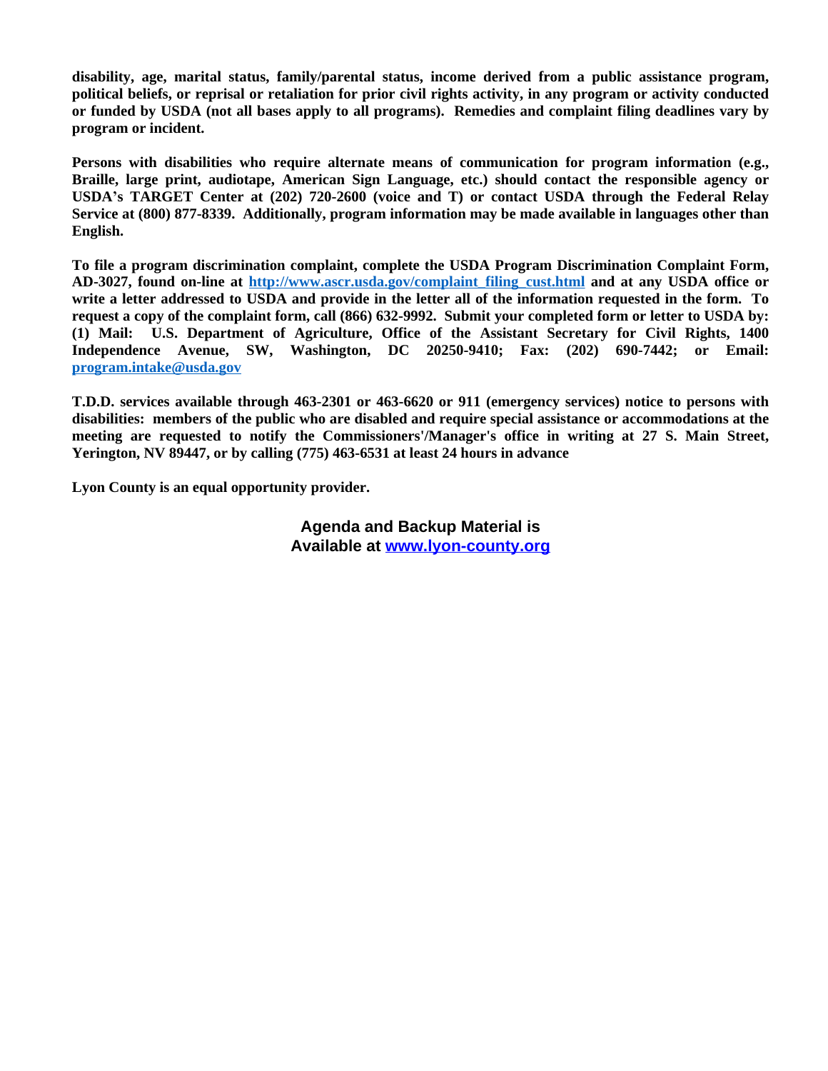**disability, age, marital status, family/parental status, income derived from a public assistance program, political beliefs, or reprisal or retaliation for prior civil rights activity, in any program or activity conducted or funded by USDA (not all bases apply to all programs). Remedies and complaint filing deadlines vary by program or incident.**

**Persons with disabilities who require alternate means of communication for program information (e.g., Braille, large print, audiotape, American Sign Language, etc.) should contact the responsible agency or USDA's TARGET Center at (202) 720-2600 (voice and T) or contact USDA through the Federal Relay Service at (800) 877-8339. Additionally, program information may be made available in languages other than English.**

**To file a program discrimination complaint, complete the USDA Program Discrimination Complaint Form, AD-3027, found on-line at [http://www.ascr.usda.gov/complaint_filing_cust.html](http://www.ascr.usda.gov/complaint_filing_cust.html) and at any USDA office or write a letter addressed to USDA and provide in the letter all of the information requested in the form. To request a copy of the complaint form, call (866) 632-9992. Submit your completed form or letter to USDA by: (1) Mail: U.S. Department of Agriculture, Office of the Assistant Secretary for Civil Rights, 1400 Independence Avenue, SW, Washington, DC 20250-9410; Fax: (202) 690-7442; or Email: [program.intake@usda.gov](mailto:program.intake@usda.gov)**

**T.D.D. services available through 463-2301 or 463-6620 or 911 (emergency services) notice to persons with disabilities: members of the public who are disabled and require special assistance or accommodations at the meeting are requested to notify the Commissioners'/Manager's office in writing at 27 S. Main Street, Yerington, NV 89447, or by calling (775) 463-6531 at least 24 hours in advance**

**Lyon County is an equal opportunity provider.**

**Agenda and Backup Material is Available at [www.lyon-county.org](http://www.lyon-county.org)**